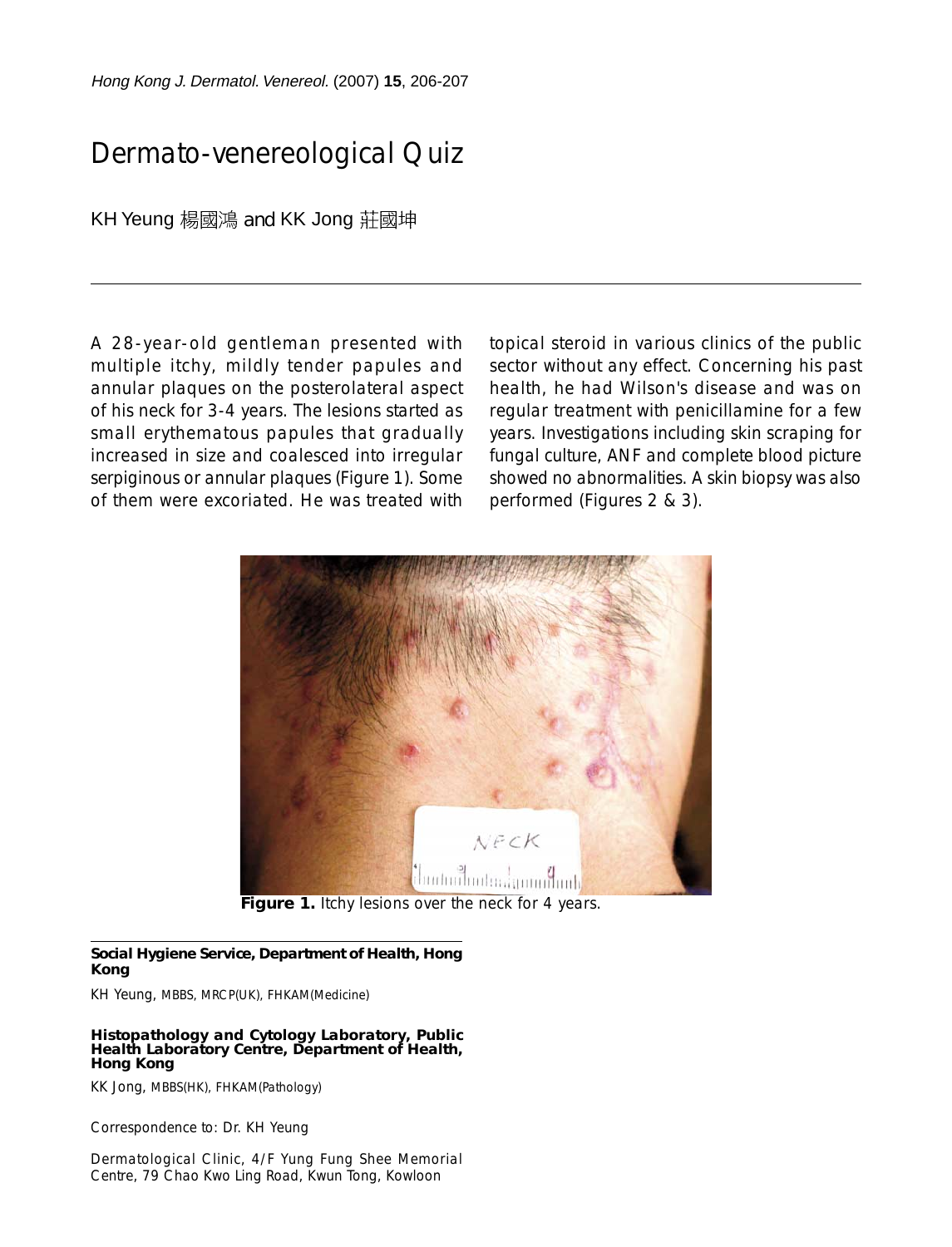# Dermato-venereological Quiz

KH Yeung 楊國鴻 and KK Jong 莊國坤

A 28-year-old gentleman presented with multiple itchy, mildly tender papules and annular plaques on the posterolateral aspect of his neck for 3-4 years. The lesions started as small erythematous papules that gradually increased in size and coalesced into irregular serpiginous or annular plaques (Figure 1). Some of them were excoriated. He was treated with topical steroid in various clinics of the public sector without any effect. Concerning his past health, he had Wilson's disease and was on regular treatment with penicillamine for a few years. Investigations including skin scraping for fungal culture, ANF and complete blood picture showed no abnormalities. A skin biopsy was also performed (Figures 2 & 3).

**Figure 1.** Itchy lesions over the neck for 4 years.

**Social Hygiene Service, Department of Health, Hong Kong**

KH Yeung, MBBS, MRCP(UK), FHKAM(Medicine)

**Histopathology and Cytology Laboratory, Public Health Laboratory Centre, Department of Health, Hong Kong**

KK Jong, MBBS(HK), FHKAM(Pathology)

Correspondence to: Dr. KH Yeung

Dermatological Clinic, 4/F Yung Fung Shee Memorial Centre, 79 Chao Kwo Ling Road, Kwun Tong, Kowloon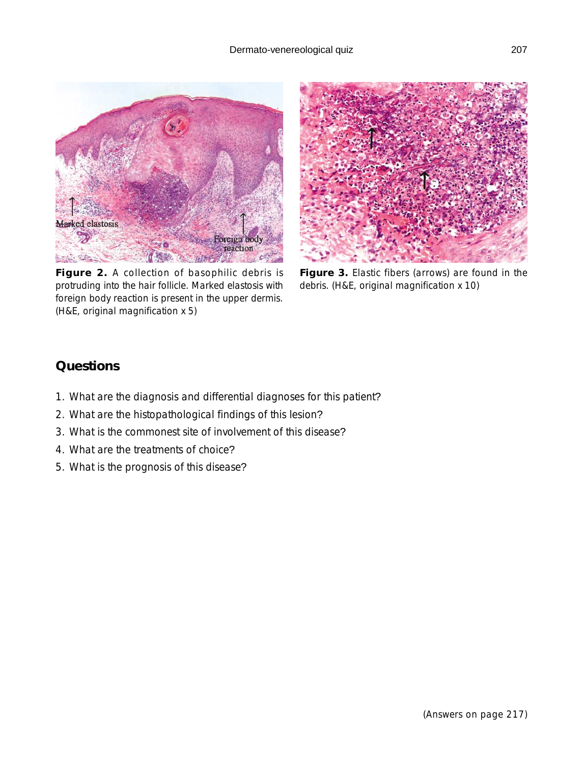**Figure 2.** A collection of basophilic debris is protruding into the hair follicle. Marked elastosis with foreign body reaction is present in the upper dermis. (H&E, original magnification x 5)

**Figure 3.** Elastic fibers (arrows) are found in the debris. (H&E, original magnification x 10)

## Questions

1. What are the diagnosis and differential diagnoses for this patient?
2. What are the histopathological findings of this lesion?
3. What is the commonest site of involvement of this disease?
4. What are the treatments of choice?
5. What is the prognosis of this disease?

(Answers on page 217)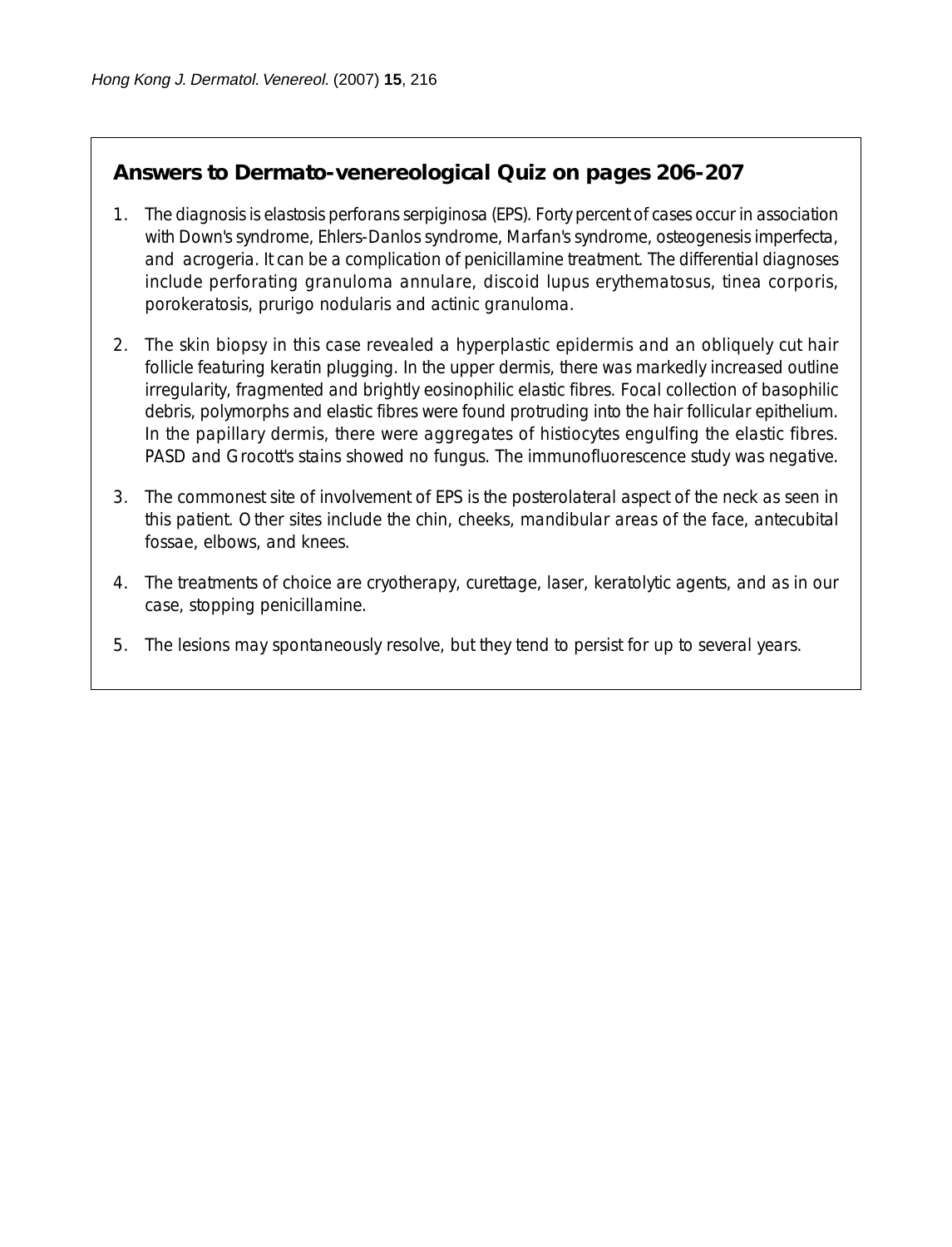## Answers to Dermato-venereological Quiz on pages 206-207

1. The diagnosis is elastosis perforans serpiginosa (EPS). Forty percent of cases occur in association with Down's syndrome, Ehlers-Danlos syndrome, Marfan's syndrome, osteogenesis imperfecta, and acrogeria. It can be a complication of penicillamine treatment. The differential diagnoses include perforating granuloma annulare, discoid lupus erythematosus, tinea corporis, porokeratosis, prurigo nodularis and actinic granuloma.

2. The skin biopsy in this case revealed a hyperplastic epidermis and an obliquely cut hair follicle featuring keratin plugging. In the upper dermis, there was markedly increased outline irregularity, fragmented and brightly eosinophilic elastic fibres. Focal collection of basophilic debris, polymorphs and elastic fibres were found protruding into the hair follicular epithelium. In the papillary dermis, there were aggregates of histiocytes engulfing the elastic fibres. PASD and Grocott's stains showed no fungus. The immunofluorescence study was negative.

3. The commonest site of involvement of EPS is the posterolateral aspect of the neck as seen in this patient. Other sites include the chin, cheeks, mandibular areas of the face, antecubital fossae, elbows, and knees.

4. The treatments of choice are cryotherapy, curettage, laser, keratolytic agents, and as in our case, stopping penicillamine.

5. The lesions may spontaneously resolve, but they tend to persist for up to several years.